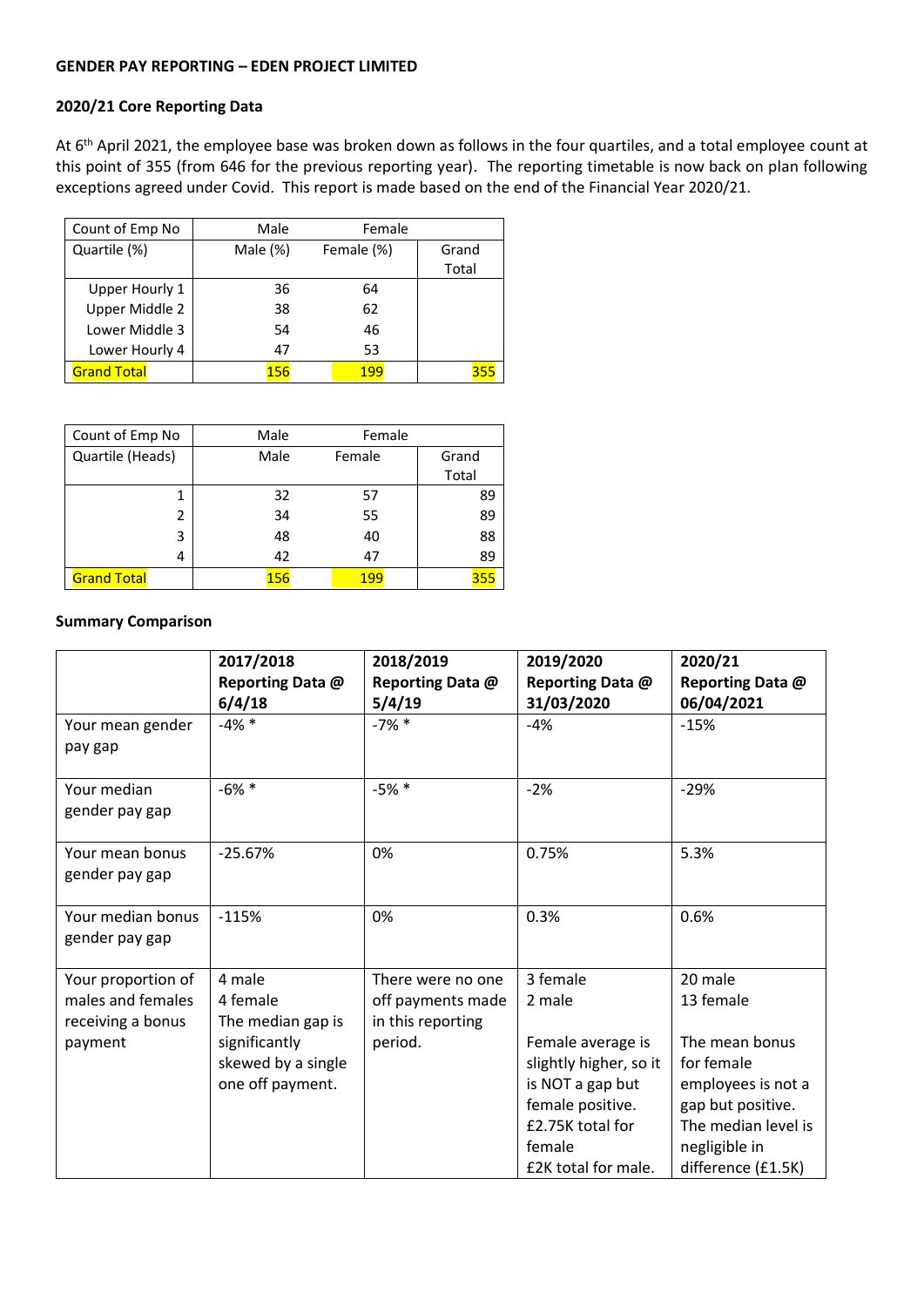**GENDER PAY REPORTING – EDEN PROJECT LIMITED**

**2020/21 Core Reporting Data**

At 6th April 2021, the employee base was broken down as follows in the four quartiles, and a total employee count at this point of 355 (from 646 for the previous reporting year). The reporting timetable is now back on plan following exceptions agreed under Covid. This report is made based on the end of the Financial Year 2020/21.

| Count of Emp No | Male | Female | |
|---|---|---|---|
| Quartile (%) | Male (%) | Female (%) | Grand Total |
| Upper Hourly 1 | 36 | 64 | |
| Upper Middle 2 | 38 | 62 | |
| Lower Middle 3 | 54 | 46 | |
| Lower Hourly 4 | 47 | 53 | |
| Grand Total | 156 | 199 | 355 |

| Count of Emp No | Male | Female | |
|---|---|---|---|
| Quartile (Heads) | Male | Female | Grand Total |
| 1 | 32 | 57 | 89 |
| 2 | 34 | 55 | 89 |
| 3 | 48 | 40 | 88 |
| 4 | 42 | 47 | 89 |
| Grand Total | 156 | 199 | 355 |

**Summary Comparison**

| | **2017/2018 Reporting Data @ 6/4/18** | **2018/2019 Reporting Data @ 5/4/19** | **2019/2020 Reporting Data @ 31/03/2020** | **2020/21 Reporting Data @ 06/04/2021** |
|---|---|---|---|---|
| Your mean gender pay gap | -4% * | -7% * | -4% | -15% |
| Your median gender pay gap | -6% * | -5% * | -2% | -29% |
| Your mean bonus gender pay gap | -25.67% | 0% | 0.75% | 5.3% |
| Your median bonus gender pay gap | -115% | 0% | 0.3% | 0.6% |
| Your proportion of males and females receiving a bonus payment | 4 male<br>4 female<br>The median gap is significantly skewed by a single one off payment. | There were no one off payments made in this reporting period. | 3 female<br>2 male<br><br>Female average is slightly higher, so it is NOT a gap but female positive.<br>£2.75K total for female<br>£2K total for male. | 20 male<br>13 female<br><br>The mean bonus for female employees is not a gap but positive. The median level is negligible in difference (£1.5K) |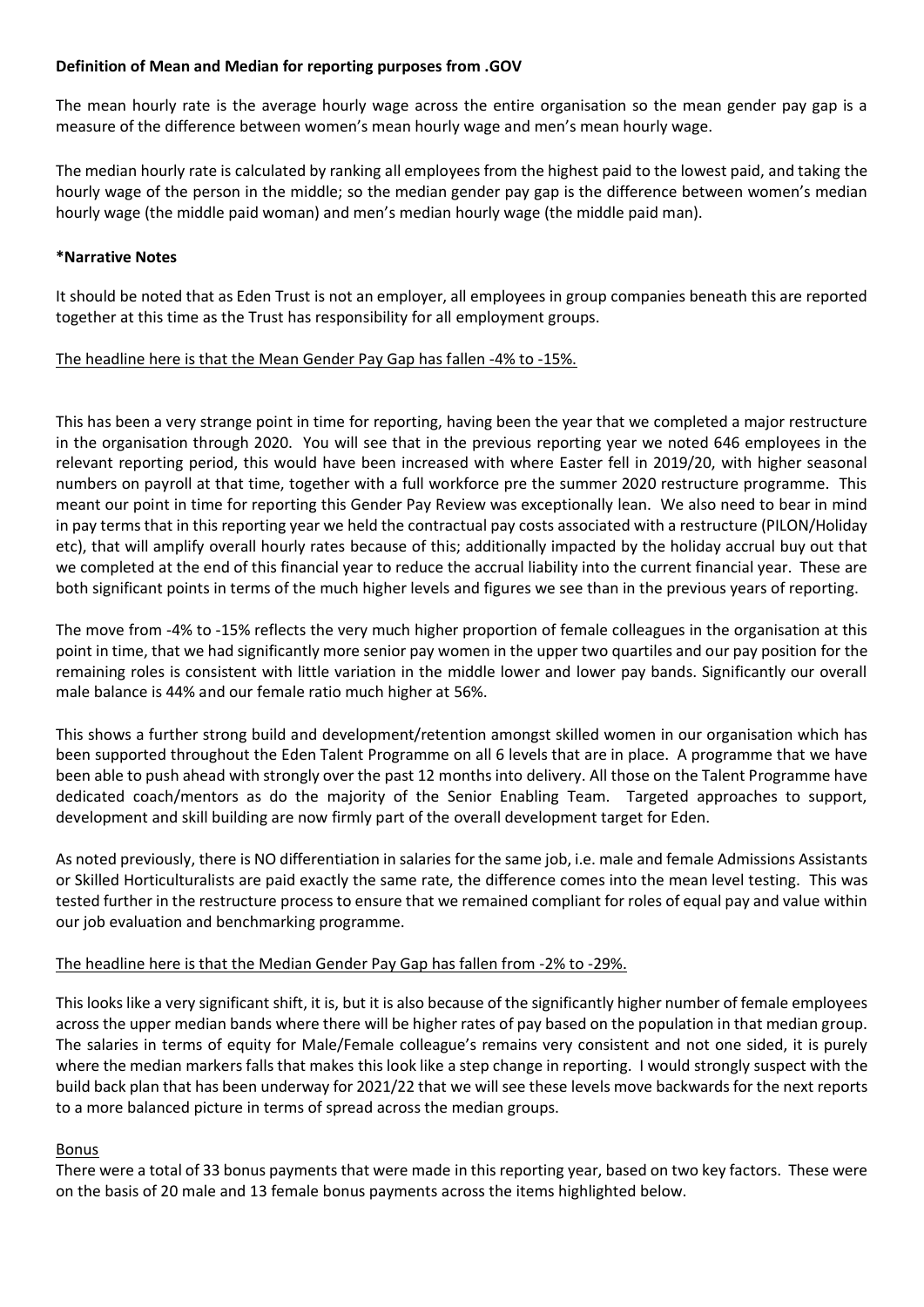**Definition of Mean and Median for reporting purposes from .GOV**

The mean hourly rate is the average hourly wage across the entire organisation so the mean gender pay gap is a measure of the difference between women's mean hourly wage and men's mean hourly wage.

The median hourly rate is calculated by ranking all employees from the highest paid to the lowest paid, and taking the hourly wage of the person in the middle; so the median gender pay gap is the difference between women's median hourly wage (the middle paid woman) and men's median hourly wage (the middle paid man).

**\*Narrative Notes**

It should be noted that as Eden Trust is not an employer, all employees in group companies beneath this are reported together at this time as the Trust has responsibility for all employment groups.

<u>The headline here is that the Mean Gender Pay Gap has fallen -4% to -15%.</u>

This has been a very strange point in time for reporting, having been the year that we completed a major restructure in the organisation through 2020. You will see that in the previous reporting year we noted 646 employees in the relevant reporting period, this would have been increased with where Easter fell in 2019/20, with higher seasonal numbers on payroll at that time, together with a full workforce pre the summer 2020 restructure programme. This meant our point in time for reporting this Gender Pay Review was exceptionally lean. We also need to bear in mind in pay terms that in this reporting year we held the contractual pay costs associated with a restructure (PILON/Holiday etc), that will amplify overall hourly rates because of this; additionally impacted by the holiday accrual buy out that we completed at the end of this financial year to reduce the accrual liability into the current financial year. These are both significant points in terms of the much higher levels and figures we see than in the previous years of reporting.

The move from -4% to -15% reflects the very much higher proportion of female colleagues in the organisation at this point in time, that we had significantly more senior pay women in the upper two quartiles and our pay position for the remaining roles is consistent with little variation in the middle lower and lower pay bands. Significantly our overall male balance is 44% and our female ratio much higher at 56%.

This shows a further strong build and development/retention amongst skilled women in our organisation which has been supported throughout the Eden Talent Programme on all 6 levels that are in place. A programme that we have been able to push ahead with strongly over the past 12 months into delivery. All those on the Talent Programme have dedicated coach/mentors as do the majority of the Senior Enabling Team. Targeted approaches to support, development and skill building are now firmly part of the overall development target for Eden.

As noted previously, there is NO differentiation in salaries for the same job, i.e. male and female Admissions Assistants or Skilled Horticulturalists are paid exactly the same rate, the difference comes into the mean level testing. This was tested further in the restructure process to ensure that we remained compliant for roles of equal pay and value within our job evaluation and benchmarking programme.

<u>The headline here is that the Median Gender Pay Gap has fallen from -2% to -29%.</u>

This looks like a very significant shift, it is, but it is also because of the significantly higher number of female employees across the upper median bands where there will be higher rates of pay based on the population in that median group. The salaries in terms of equity for Male/Female colleague's remains very consistent and not one sided, it is purely where the median markers falls that makes this look like a step change in reporting. I would strongly suspect with the build back plan that has been underway for 2021/22 that we will see these levels move backwards for the next reports to a more balanced picture in terms of spread across the median groups.

<u>Bonus</u>

There were a total of 33 bonus payments that were made in this reporting year, based on two key factors. These were on the basis of 20 male and 13 female bonus payments across the items highlighted below.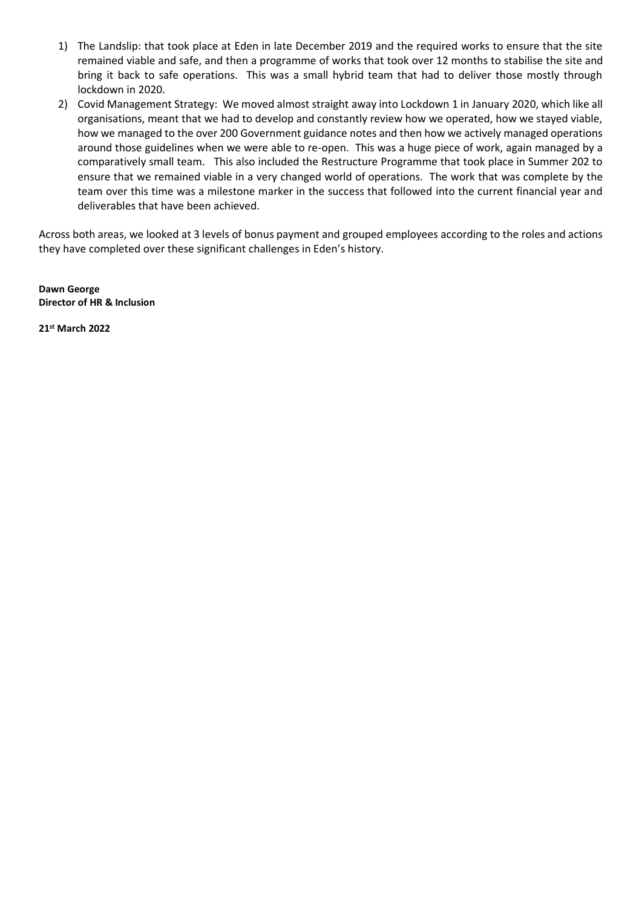1) The Landslip: that took place at Eden in late December 2019 and the required works to ensure that the site remained viable and safe, and then a programme of works that took over 12 months to stabilise the site and bring it back to safe operations. This was a small hybrid team that had to deliver those mostly through lockdown in 2020.
2) Covid Management Strategy: We moved almost straight away into Lockdown 1 in January 2020, which like all organisations, meant that we had to develop and constantly review how we operated, how we stayed viable, how we managed to the over 200 Government guidance notes and then how we actively managed operations around those guidelines when we were able to re-open. This was a huge piece of work, again managed by a comparatively small team. This also included the Restructure Programme that took place in Summer 202 to ensure that we remained viable in a very changed world of operations. The work that was complete by the team over this time was a milestone marker in the success that followed into the current financial year and deliverables that have been achieved.

Across both areas, we looked at 3 levels of bonus payment and grouped employees according to the roles and actions they have completed over these significant challenges in Eden's history.

**Dawn George**
**Director of HR & Inclusion**

**21st March 2022**